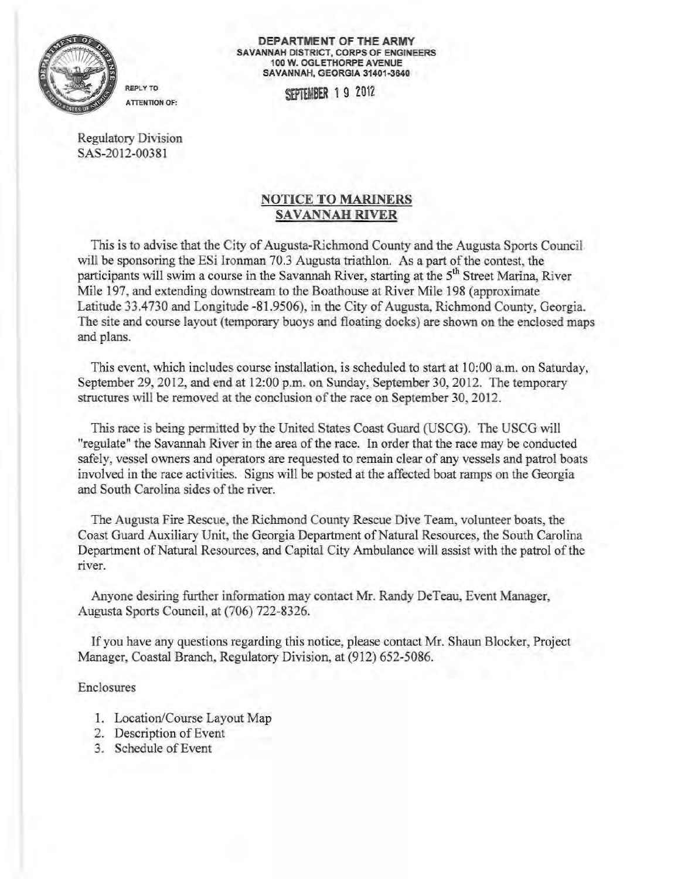DEPARTMENT OF THE ARMY
SAVANNAH DISTRICT, CORPS OF ENGINEERS
100 W. OGLETHORPE AVENUE
SAVANNAH, GEORGIA 31401-3640

REPLY TO
ATTENTION OF:

SEPTEMBER 19 2012

Regulatory Division
SAS-2012-00381

## NOTICE TO MARINERS
## SAVANNAH RIVER

This is to advise that the City of Augusta-Richmond County and the Augusta Sports Council will be sponsoring the ESi Ironman 70.3 Augusta triathlon. As a part of the contest, the participants will swim a course in the Savannah River, starting at the 5th Street Marina, River Mile 197, and extending downstream to the Boathouse at River Mile 198 (approximate Latitude 33.4730 and Longitude -81.9506), in the City of Augusta, Richmond County, Georgia. The site and course layout (temporary buoys and floating docks) are shown on the enclosed maps and plans.

This event, which includes course installation, is scheduled to start at 10:00 a.m. on Saturday, September 29, 2012, and end at 12:00 p.m. on Sunday, September 30, 2012. The temporary structures will be removed at the conclusion of the race on September 30, 2012.

This race is being permitted by the United States Coast Guard (USCG). The USCG will "regulate" the Savannah River in the area of the race. In order that the race may be conducted safely, vessel owners and operators are requested to remain clear of any vessels and patrol boats involved in the race activities. Signs will be posted at the affected boat ramps on the Georgia and South Carolina sides of the river.

The Augusta Fire Rescue, the Richmond County Rescue Dive Team, volunteer boats, the Coast Guard Auxiliary Unit, the Georgia Department of Natural Resources, the South Carolina Department of Natural Resources, and Capital City Ambulance will assist with the patrol of the river.

Anyone desiring further information may contact Mr. Randy DeTeau, Event Manager, Augusta Sports Council, at (706) 722-8326.

If you have any questions regarding this notice, please contact Mr. Shaun Blocker, Project Manager, Coastal Branch, Regulatory Division, at (912) 652-5086.

Enclosures

1. Location/Course Layout Map
2. Description of Event
3. Schedule of Event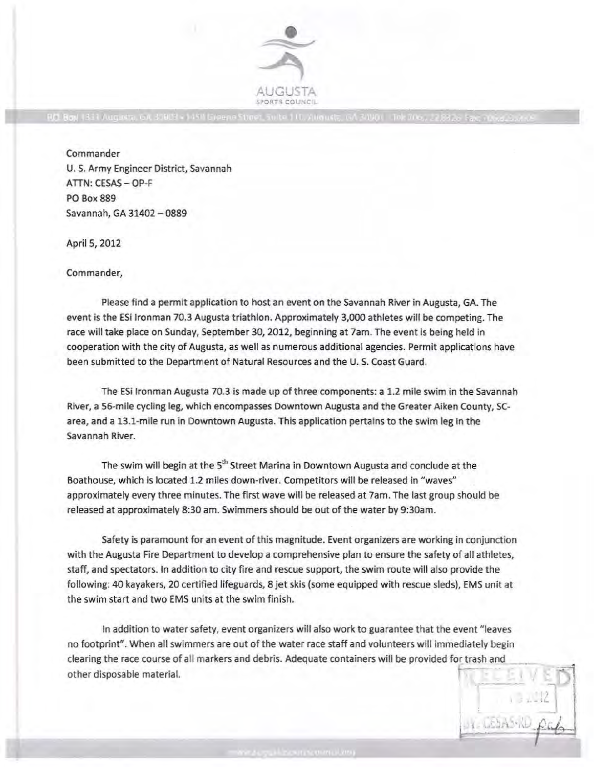Commander
U. S. Army Engineer District, Savannah
ATTN: CESAS – OP-F
PO Box 889
Savannah, GA 31402 – 0889

April 5, 2012

Commander,

Please find a permit application to host an event on the Savannah River in Augusta, GA. The event is the ESi Ironman 70.3 Augusta triathlon. Approximately 3,000 athletes will be competing. The race will take place on Sunday, September 30, 2012, beginning at 7am. The event is being held in cooperation with the city of Augusta, as well as numerous additional agencies. Permit applications have been submitted to the Department of Natural Resources and the U. S. Coast Guard.

The ESi Ironman Augusta 70.3 is made up of three components: a 1.2 mile swim in the Savannah River, a 56-mile cycling leg, which encompasses Downtown Augusta and the Greater Aiken County, SC-area, and a 13.1-mile run in Downtown Augusta. This application pertains to the swim leg in the Savannah River.

The swim will begin at the 5th Street Marina in Downtown Augusta and conclude at the Boathouse, which is located 1.2 miles down-river. Competitors will be released in "waves" approximately every three minutes. The first wave will be released at 7am. The last group should be released at approximately 8:30 am. Swimmers should be out of the water by 9:30am.

Safety is paramount for an event of this magnitude. Event organizers are working in conjunction with the Augusta Fire Department to develop a comprehensive plan to ensure the safety of all athletes, staff, and spectators. In addition to city fire and rescue support, the swim route will also provide the following: 40 kayakers, 20 certified lifeguards, 8 jet skis (some equipped with rescue sleds), EMS unit at the swim start and two EMS units at the swim finish.

In addition to water safety, event organizers will also work to guarantee that the event "leaves no footprint". When all swimmers are out of the water race staff and volunteers will immediately begin clearing the race course of all markers and debris. Adequate containers will be provided for trash and other disposable material.

RECEIVED
2012
BY: CESAS-RD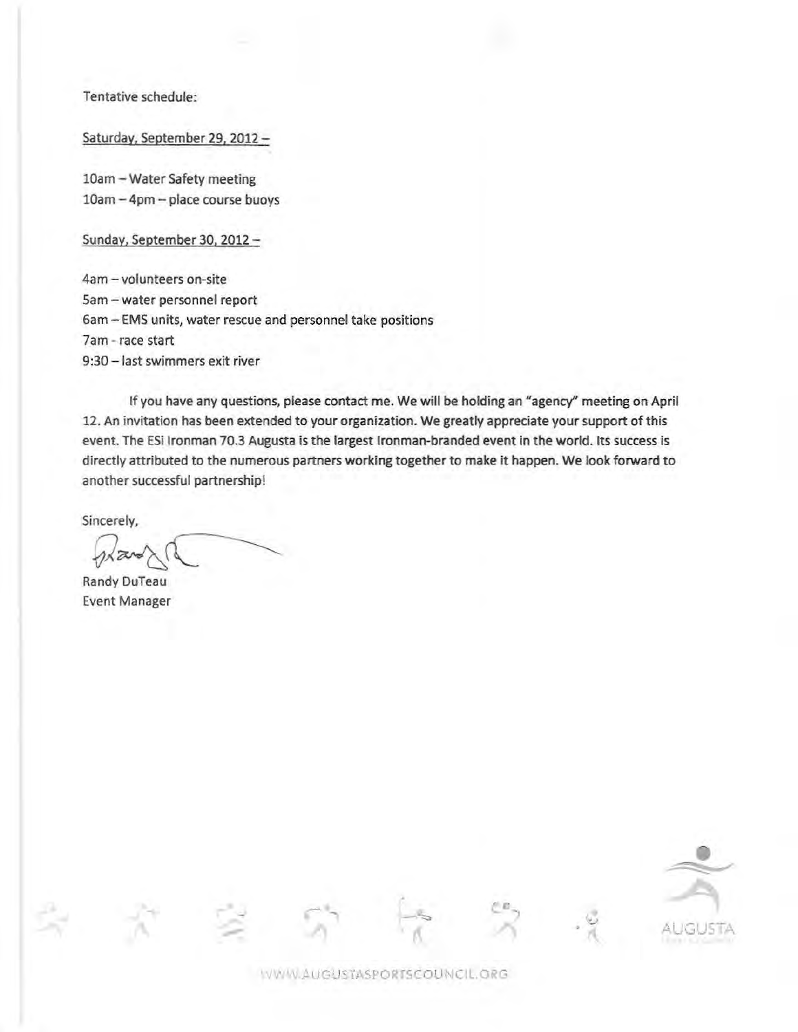Tentative schedule:

Saturday, September 29, 2012 –

10am – Water Safety meeting
10am – 4pm – place course buoys

Sunday, September 30, 2012 –

4am – volunteers on-site
5am – water personnel report
6am – EMS units, water rescue and personnel take positions
7am - race start
9:30 – last swimmers exit river

If you have any questions, please contact me. We will be holding an "agency" meeting on April 12. An invitation has been extended to your organization. We greatly appreciate your support of this event. The ESi Ironman 70.3 Augusta is the largest Ironman-branded event in the world. Its success is directly attributed to the numerous partners working together to make it happen. We look forward to another successful partnership!

Sincerely,

Randy DuTeau
Event Manager

WWW.AUGUSTASPORTSCOUNCIL.ORG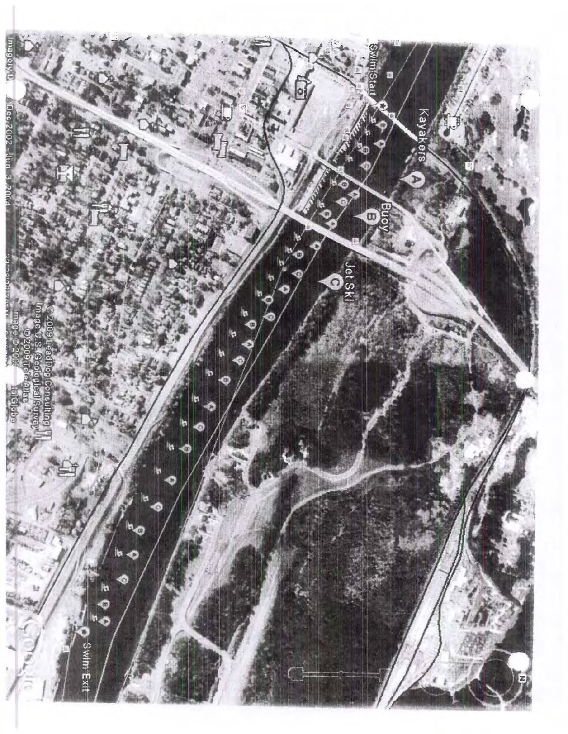Kayakers

Swim Start

A

Buoy

B

Jet Ski

C

Swim Exit

© 2009 LeadDog Consulting
Image U.S. Geological Survey
© 2009 Tele Atlas
Image © 2009 DigitalGlobe

Imagery Date: Dec 2002 - Jun 3, 2004